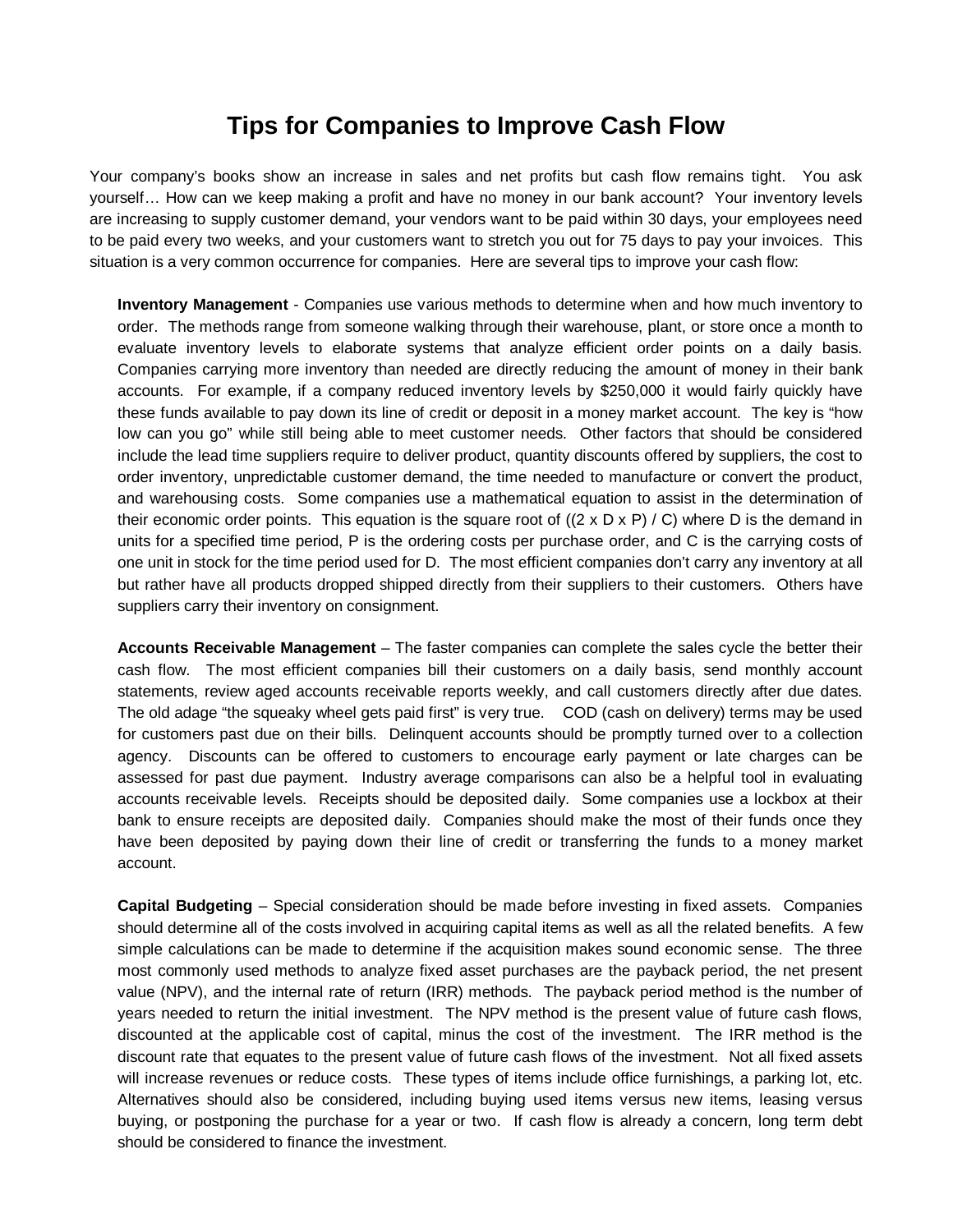# Tips for Companies to Improve Cash Flow

Your company's books show an increase in sales and net profits but cash flow remains tight. You ask yourself… How can we keep making a profit and have no money in our bank account? Your inventory levels are increasing to supply customer demand, your vendors want to be paid within 30 days, your employees need to be paid every two weeks, and your customers want to stretch you out for 75 days to pay your invoices. This situation is a very common occurrence for companies. Here are several tips to improve your cash flow:

**Inventory Management** - Companies use various methods to determine when and how much inventory to order. The methods range from someone walking through their warehouse, plant, or store once a month to evaluate inventory levels to elaborate systems that analyze efficient order points on a daily basis. Companies carrying more inventory than needed are directly reducing the amount of money in their bank accounts. For example, if a company reduced inventory levels by $250,000 it would fairly quickly have these funds available to pay down its line of credit or deposit in a money market account. The key is "how low can you go" while still being able to meet customer needs. Other factors that should be considered include the lead time suppliers require to deliver product, quantity discounts offered by suppliers, the cost to order inventory, unpredictable customer demand, the time needed to manufacture or convert the product, and warehousing costs. Some companies use a mathematical equation to assist in the determination of their economic order points. This equation is the square root of ((2 x D x P) / C) where D is the demand in units for a specified time period, P is the ordering costs per purchase order, and C is the carrying costs of one unit in stock for the time period used for D. The most efficient companies don't carry any inventory at all but rather have all products dropped shipped directly from their suppliers to their customers. Others have suppliers carry their inventory on consignment.

**Accounts Receivable Management** – The faster companies can complete the sales cycle the better their cash flow. The most efficient companies bill their customers on a daily basis, send monthly account statements, review aged accounts receivable reports weekly, and call customers directly after due dates. The old adage "the squeaky wheel gets paid first" is very true. COD (cash on delivery) terms may be used for customers past due on their bills. Delinquent accounts should be promptly turned over to a collection agency. Discounts can be offered to customers to encourage early payment or late charges can be assessed for past due payment. Industry average comparisons can also be a helpful tool in evaluating accounts receivable levels. Receipts should be deposited daily. Some companies use a lockbox at their bank to ensure receipts are deposited daily. Companies should make the most of their funds once they have been deposited by paying down their line of credit or transferring the funds to a money market account.

**Capital Budgeting** – Special consideration should be made before investing in fixed assets. Companies should determine all of the costs involved in acquiring capital items as well as all the related benefits. A few simple calculations can be made to determine if the acquisition makes sound economic sense. The three most commonly used methods to analyze fixed asset purchases are the payback period, the net present value (NPV), and the internal rate of return (IRR) methods. The payback period method is the number of years needed to return the initial investment. The NPV method is the present value of future cash flows, discounted at the applicable cost of capital, minus the cost of the investment. The IRR method is the discount rate that equates to the present value of future cash flows of the investment. Not all fixed assets will increase revenues or reduce costs. These types of items include office furnishings, a parking lot, etc. Alternatives should also be considered, including buying used items versus new items, leasing versus buying, or postponing the purchase for a year or two. If cash flow is already a concern, long term debt should be considered to finance the investment.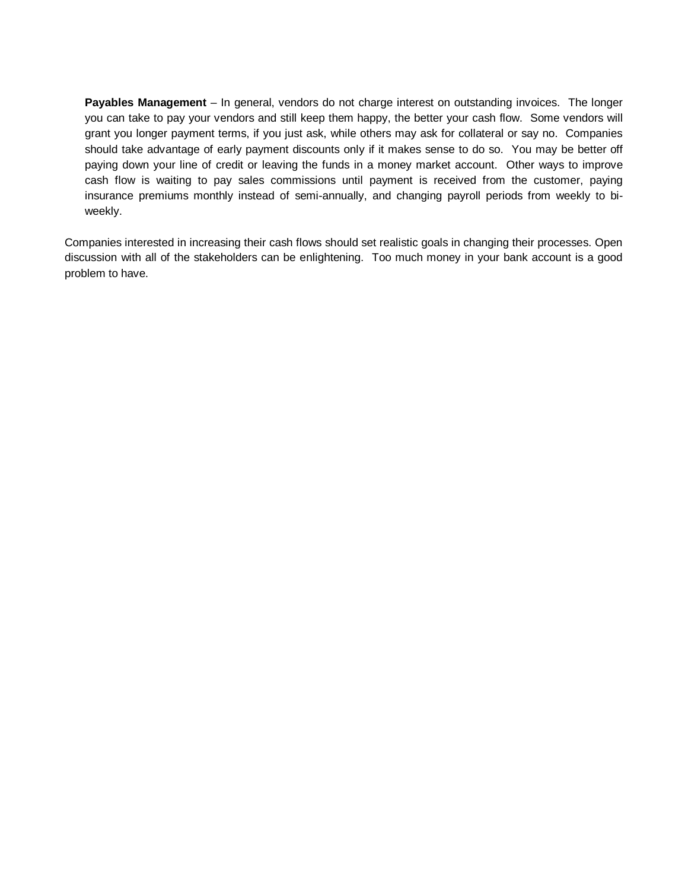**Payables Management** – In general, vendors do not charge interest on outstanding invoices. The longer you can take to pay your vendors and still keep them happy, the better your cash flow. Some vendors will grant you longer payment terms, if you just ask, while others may ask for collateral or say no. Companies should take advantage of early payment discounts only if it makes sense to do so. You may be better off paying down your line of credit or leaving the funds in a money market account. Other ways to improve cash flow is waiting to pay sales commissions until payment is received from the customer, paying insurance premiums monthly instead of semi-annually, and changing payroll periods from weekly to bi-weekly.

Companies interested in increasing their cash flows should set realistic goals in changing their processes. Open discussion with all of the stakeholders can be enlightening. Too much money in your bank account is a good problem to have.